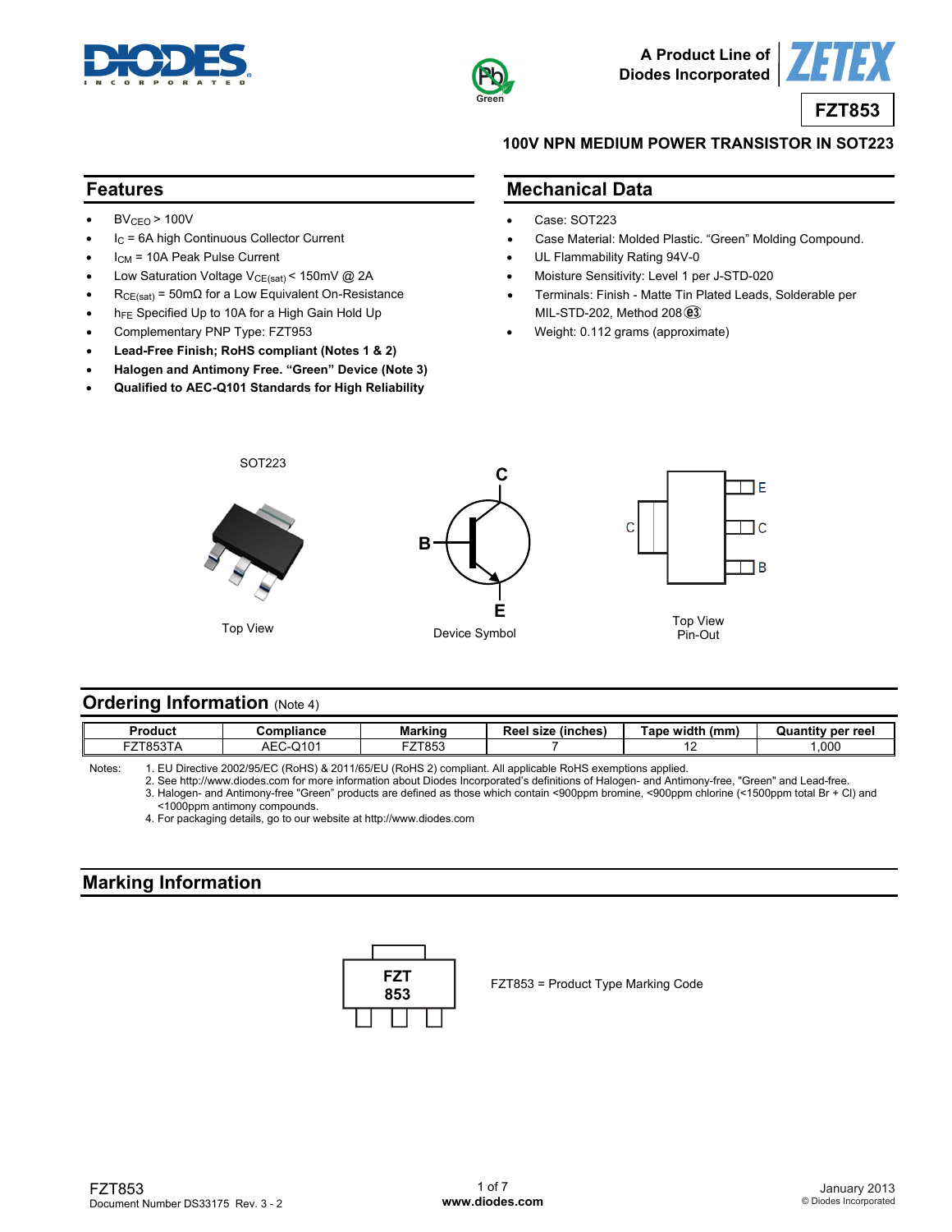A Product Line of Diodes Incorporated

# FZT853

## 100V NPN MEDIUM POWER TRANSISTOR IN SOT223

## Features

- $BV_{CEO}$ > 100V
- $I_C$ = 6A high Continuous Collector Current
- $I_{CM}$ = 10A Peak Pulse Current
- Low Saturation Voltage $V_{CE(sat)}$ < 150mV @ 2A
- $R_{CE(sat)}$ = 50mΩ for a Low Equivalent On-Resistance
- $h_{FE}$ Specified Up to 10A for a High Gain Hold Up
- Complementary PNP Type: FZT953
- **Lead-Free Finish; RoHS compliant (Notes 1 & 2)**
- **Halogen and Antimony Free. "Green" Device (Note 3)**
- **Qualified to AEC-Q101 Standards for High Reliability**

## Mechanical Data

- Case: SOT223
- Case Material: Molded Plastic. "Green" Molding Compound.
- UL Flammability Rating 94V-0
- Moisture Sensitivity: Level 1 per J-STD-020
- Terminals: Finish - Matte Tin Plated Leads, Solderable per MIL-STD-202, Method 208 (e3)
- Weight: 0.112 grams (approximate)

SOT223

Top View

Device Symbol

Top View
Pin-Out

## Ordering Information (Note 4)

| Product | Compliance | Marking | Reel size (inches) | Tape width (mm) | Quantity per reel |
|---|---|---|---|---|---|
| FZT853TA | AEC-Q101 | FZT853 | 7 | 12 | 1,000 |

Notes:
1. EU Directive 2002/95/EC (RoHS) & 2011/65/EU (RoHS 2) compliant. All applicable RoHS exemptions applied.
2. See http://www.diodes.com for more information about Diodes Incorporated's definitions of Halogen- and Antimony-free, "Green" and Lead-free.
3. Halogen- and Antimony-free "Green" products are defined as those which contain <900ppm bromine, <900ppm chlorine (<1500ppm total Br + Cl) and <1000ppm antimony compounds.
4. For packaging details, go to our website at http://www.diodes.com

## Marking Information

FZT
853

FZT853 = Product Type Marking Code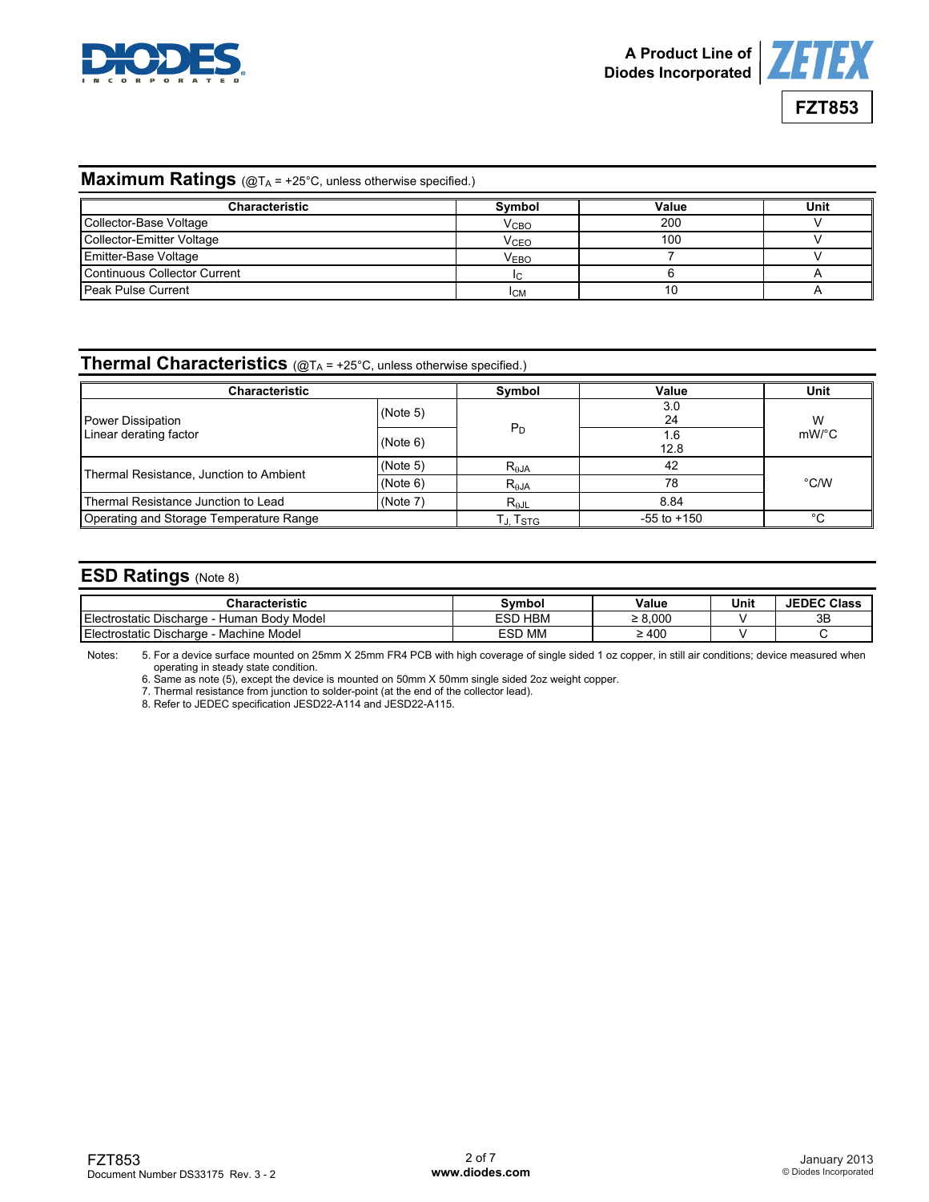## Maximum Ratings (@$T_A$ = +25°C, unless otherwise specified.)

| Characteristic | Symbol | Value | Unit |
|---|---|---|---|
| Collector-Base Voltage | $V_{CBO}$ | 200 | V |
| Collector-Emitter Voltage | $V_{CEO}$ | 100 | V |
| Emitter-Base Voltage | $V_{EBO}$ | 7 | V |
| Continuous Collector Current | $I_C$ | 6 | A |
| Peak Pulse Current | $I_{CM}$ | 10 | A |

## Thermal Characteristics (@$T_A$ = +25°C, unless otherwise specified.)

| Characteristic | | Symbol | Value | Unit |
|---|---|---|---|---|
| Power Dissipation<br>Linear derating factor | (Note 5) | $P_D$ | 3.0<br>24 | W<br>mW/°C |
| | (Note 6) | | 1.6<br>12.8 | |
| Thermal Resistance, Junction to Ambient | (Note 5) | $R_{\theta JA}$ | 42 | °C/W |
| | (Note 6) | $R_{\theta JA}$ | 78 | |
| Thermal Resistance Junction to Lead | (Note 7) | $R_{\theta JL}$ | 8.84 | |
| Operating and Storage Temperature Range | | $T_J, T_{STG}$ | -55 to +150 | °C |

## ESD Ratings (Note 8)

| Characteristic | Symbol | Value | Unit | JEDEC Class |
|---|---|---|---|---|
| Electrostatic Discharge - Human Body Model | ESD HBM | ≥ 8,000 | V | 3B |
| Electrostatic Discharge - Machine Model | ESD MM | ≥ 400 | V | C |

Notes:
5. For a device surface mounted on 25mm X 25mm FR4 PCB with high coverage of single sided 1 oz copper, in still air conditions; device measured when operating in steady state condition.
6. Same as note (5), except the device is mounted on 50mm X 50mm single sided 2oz weight copper.
7. Thermal resistance from junction to solder-point (at the end of the collector lead).
8. Refer to JEDEC specification JESD22-A114 and JESD22-A115.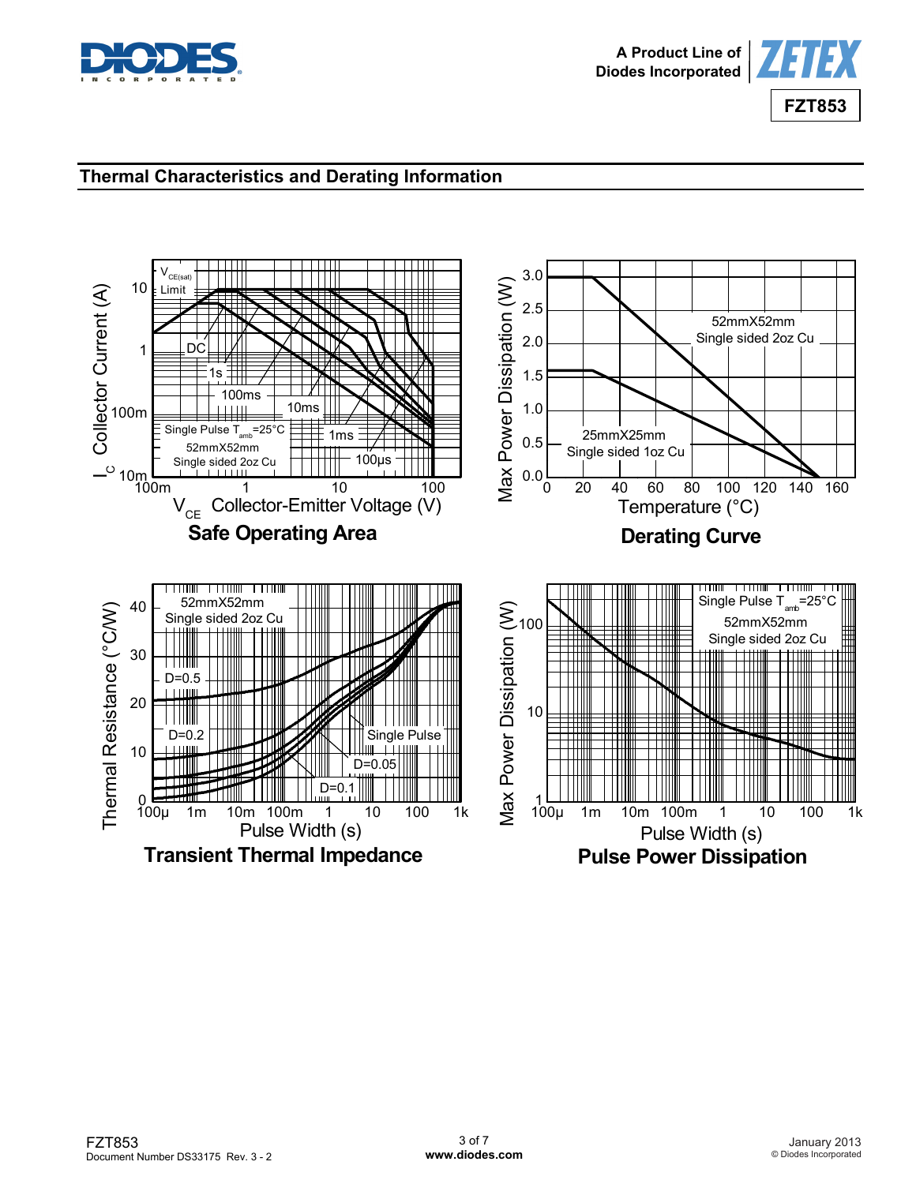## Thermal Characteristics and Derating Information

**Safe Operating Area**

**Derating Curve**

**Transient Thermal Impedance**

**Pulse Power Dissipation**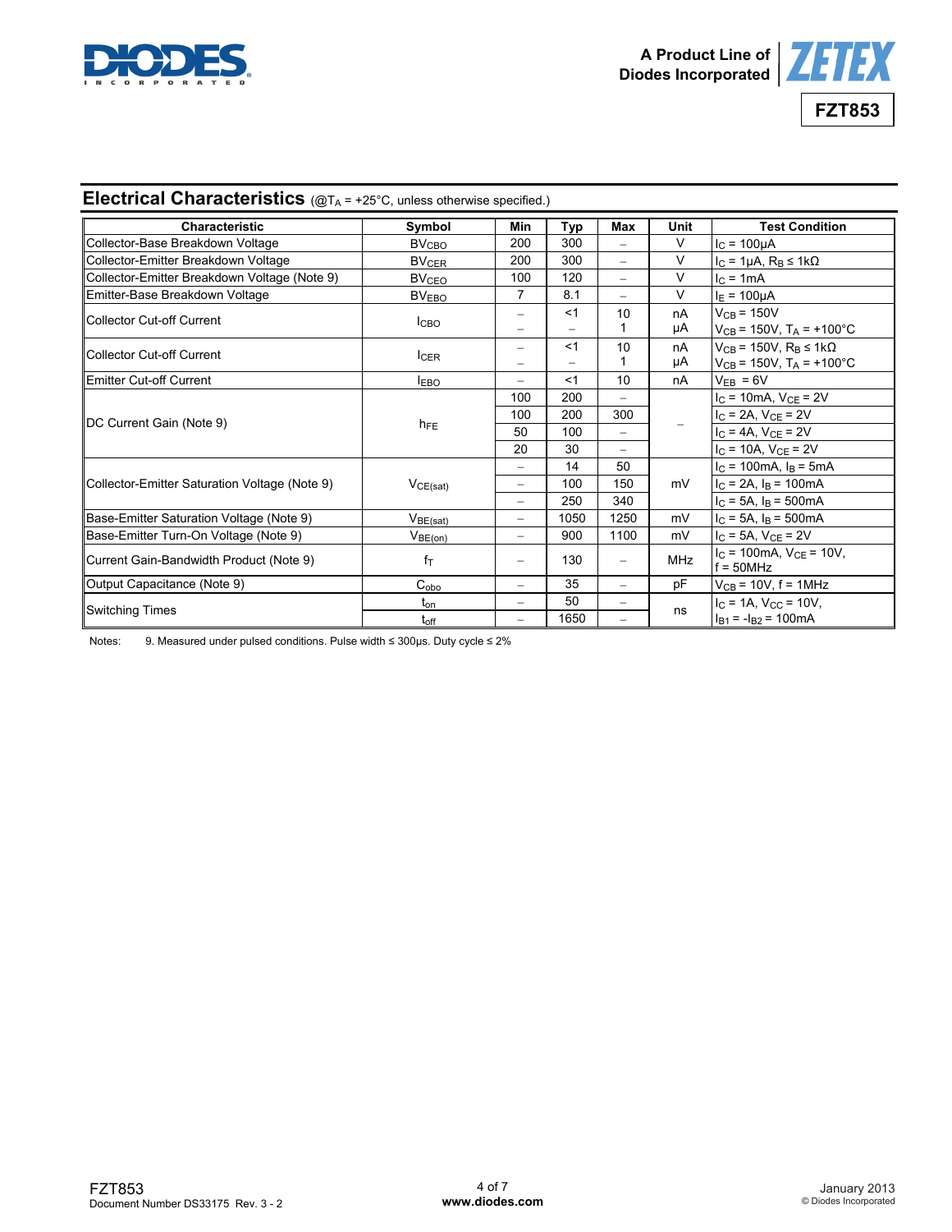## Electrical Characteristics (@$T_A$ = +25°C, unless otherwise specified.)

| Characteristic | Symbol | Min | Typ | Max | Unit | Test Condition |
|---|---|---|---|---|---|---|
| Collector-Base Breakdown Voltage | $BV_{CBO}$ | 200 | 300 | – | V | $I_C$ = 100µA |
| Collector-Emitter Breakdown Voltage | $BV_{CER}$ | 200 | 300 | – | V | $I_C$ = 1µA, $R_B$ ≤ 1kΩ |
| Collector-Emitter Breakdown Voltage (Note 9) | $BV_{CEO}$ | 100 | 120 | – | V | $I_C$ = 1mA |
| Emitter-Base Breakdown Voltage | $BV_{EBO}$ | 7 | 8.1 | – | V | $I_E$ = 100µA |
| Collector Cut-off Current | $I_{CBO}$ | – | <1 | 10 | nA | $V_{CB}$ = 150V |
| | | – | – | 1 | µA | $V_{CB}$ = 150V, $T_A$ = +100°C |
| Collector Cut-off Current | $I_{CER}$ | – | <1 | 10 | nA | $V_{CB}$ = 150V, $R_B$ ≤ 1kΩ |
| | | – | – | 1 | µA | $V_{CB}$ = 150V, $T_A$ = +100°C |
| Emitter Cut-off Current | $I_{EBO}$ | – | <1 | 10 | nA | $V_{EB}$ = 6V |
| DC Current Gain (Note 9) | $h_{FE}$ | 100 | 200 | – | – | $I_C$ = 10mA, $V_{CE}$ = 2V |
| | | 100 | 200 | 300 | | $I_C$ = 2A, $V_{CE}$ = 2V |
| | | 50 | 100 | – | | $I_C$ = 4A, $V_{CE}$ = 2V |
| | | 20 | 30 | – | | $I_C$ = 10A, $V_{CE}$ = 2V |
| Collector-Emitter Saturation Voltage (Note 9) | $V_{CE(sat)}$ | – | 14 | 50 | mV | $I_C$ = 100mA, $I_B$ = 5mA |
| | | – | 100 | 150 | | $I_C$ = 2A, $I_B$ = 100mA |
| | | – | 250 | 340 | | $I_C$ = 5A, $I_B$ = 500mA |
| Base-Emitter Saturation Voltage (Note 9) | $V_{BE(sat)}$ | – | 1050 | 1250 | mV | $I_C$ = 5A, $I_B$ = 500mA |
| Base-Emitter Turn-On Voltage (Note 9) | $V_{BE(on)}$ | – | 900 | 1100 | mV | $I_C$ = 5A, $V_{CE}$ = 2V |
| Current Gain-Bandwidth Product (Note 9) | $f_T$ | – | 130 | – | MHz | $I_C$ = 100mA, $V_{CE}$ = 10V, f = 50MHz |
| Output Capacitance (Note 9) | $C_{obo}$ | – | 35 | – | pF | $V_{CB}$ = 10V, f = 1MHz |
| Switching Times | $t_{on}$ | – | 50 | – | ns | $I_C$ = 1A, $V_{CC}$ = 10V, |
| | $t_{off}$ | – | 1650 | – | | $I_{B1}$ = $-I_{B2}$ = 100mA |

Notes: 9. Measured under pulsed conditions. Pulse width ≤ 300µs. Duty cycle ≤ 2%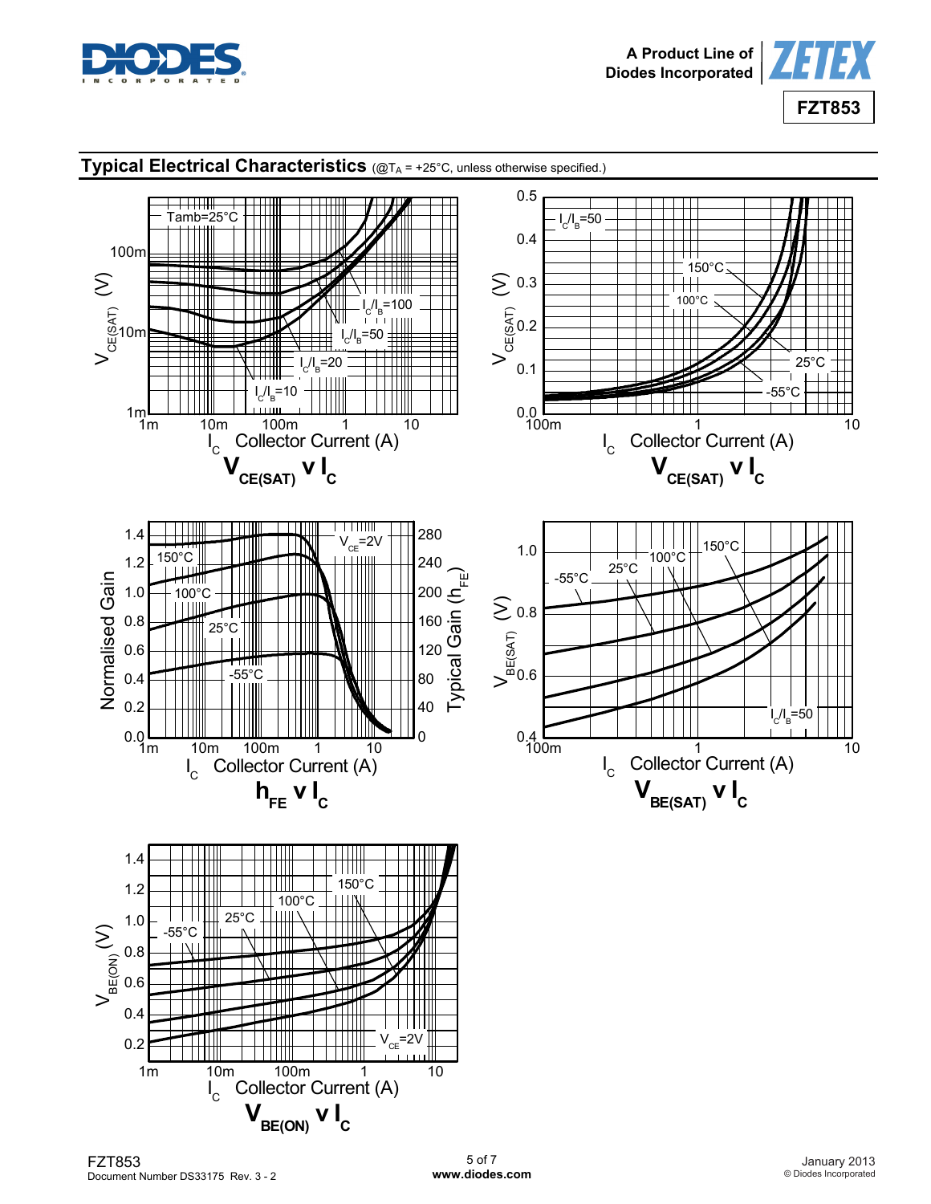## Typical Electrical Characteristics (@$T_A$ = +25°C, unless otherwise specified.)

Tamb=25°C

$I_C/I_B$=100

$I_C/I_B$=50

$I_C/I_B$=20

$I_C/I_B$=10

$V_{CE(SAT)}$ (V)

$I_C$ Collector Current (A)

**$V_{CE(SAT)}$ v $I_C$**

$I_C/I_B$=50

150°C

100°C

25°C

-55°C

$V_{CE(SAT)}$ (V)

$I_C$ Collector Current (A)

**$V_{CE(SAT)}$ v $I_C$**

$V_{CE}$=2V

150°C

100°C

25°C

-55°C

Normalised Gain

Typical Gain ($h_{FE}$)

$I_C$ Collector Current (A)

**$h_{FE}$ v $I_C$**

150°C

100°C

25°C

-55°C

$I_C/I_B$=50

$V_{BE(SAT)}$ (V)

$I_C$ Collector Current (A)

**$V_{BE(SAT)}$ v $I_C$**

150°C

100°C

25°C

-55°C

$V_{CE}$=2V

$V_{BE(ON)}$ (V)

$I_C$ Collector Current (A)

**$V_{BE(ON)}$ v $I_C$**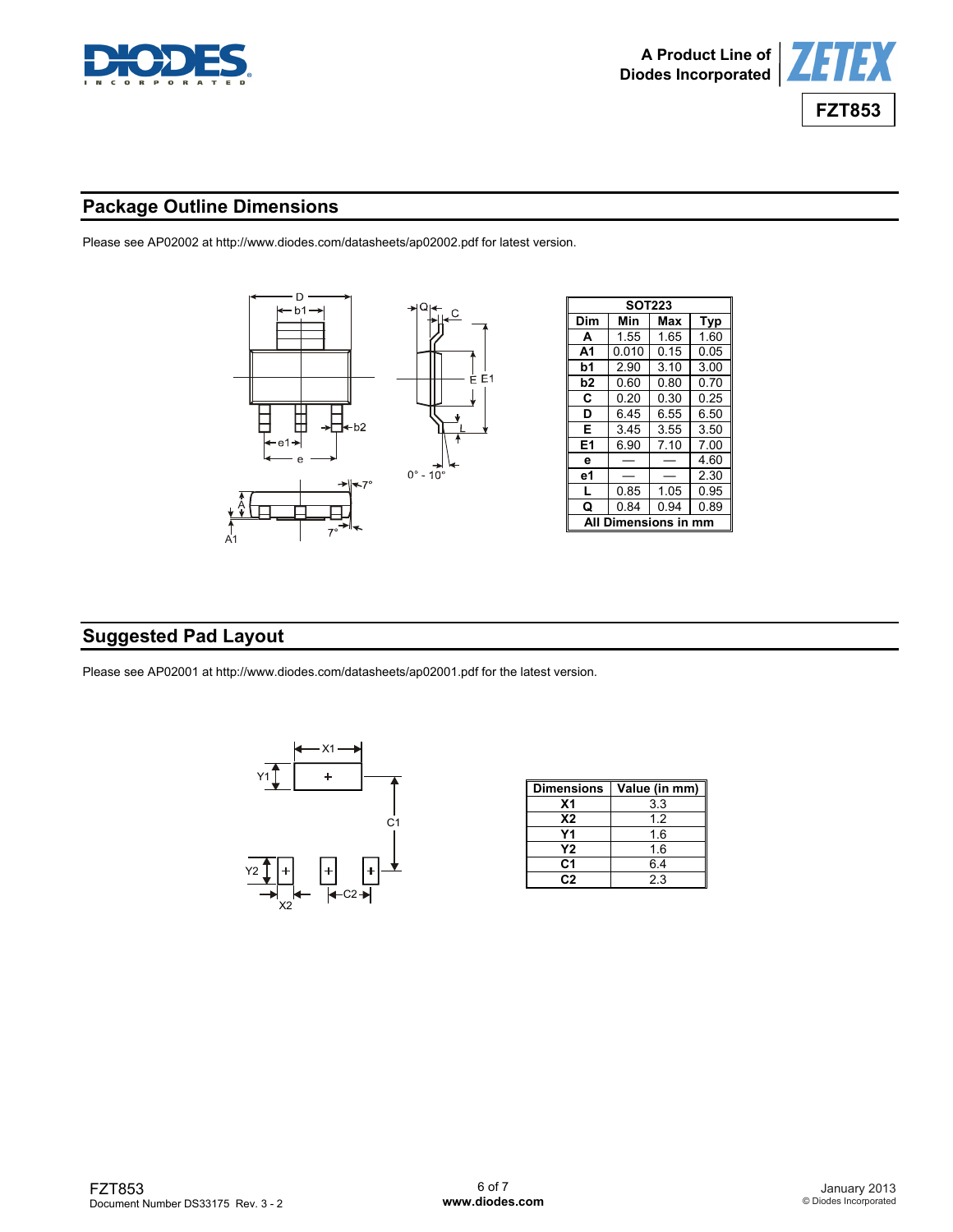## Package Outline Dimensions

Please see AP02002 at http://www.diodes.com/datasheets/ap02002.pdf for latest version.

| SOT223 | | | |
|---|---|---|---|
| **Dim** | **Min** | **Max** | **Typ** |
| **A** | 1.55 | 1.65 | 1.60 |
| **A1** | 0.010 | 0.15 | 0.05 |
| **b1** | 2.90 | 3.10 | 3.00 |
| **b2** | 0.60 | 0.80 | 0.70 |
| **C** | 0.20 | 0.30 | 0.25 |
| **D** | 6.45 | 6.55 | 6.50 |
| **E** | 3.45 | 3.55 | 3.50 |
| **E1** | 6.90 | 7.10 | 7.00 |
| **e** | — | — | 4.60 |
| **e1** | — | — | 2.30 |
| **L** | 0.85 | 1.05 | 0.95 |
| **Q** | 0.84 | 0.94 | 0.89 |
| **All Dimensions in mm** | | | |

## Suggested Pad Layout

Please see AP02001 at http://www.diodes.com/datasheets/ap02001.pdf for the latest version.

| Dimensions | Value (in mm) |
|---|---|
| **X1** | 3.3 |
| **X2** | 1.2 |
| **Y1** | 1.6 |
| **Y2** | 1.6 |
| **C1** | 6.4 |
| **C2** | 2.3 |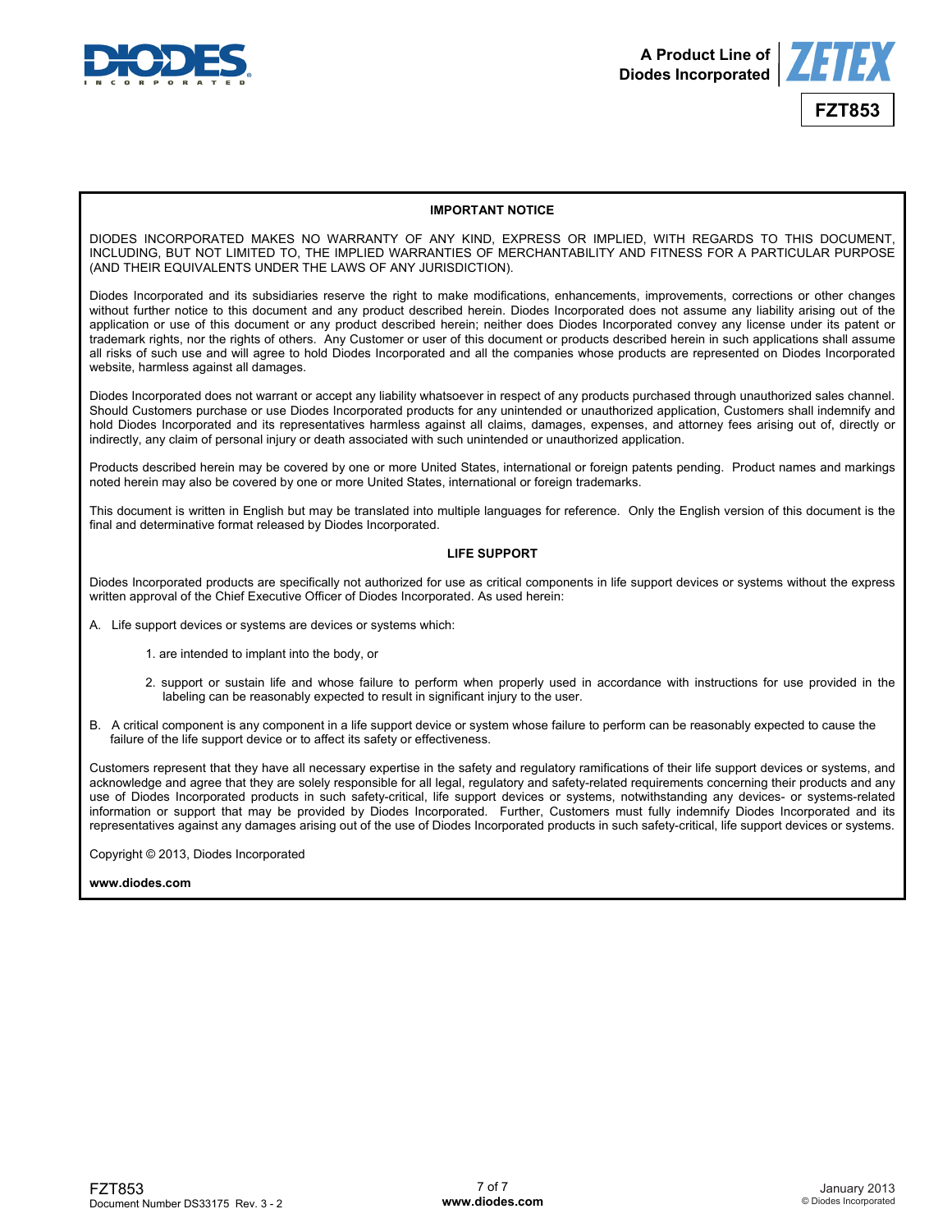## IMPORTANT NOTICE

DIODES INCORPORATED MAKES NO WARRANTY OF ANY KIND, EXPRESS OR IMPLIED, WITH REGARDS TO THIS DOCUMENT, INCLUDING, BUT NOT LIMITED TO, THE IMPLIED WARRANTIES OF MERCHANTABILITY AND FITNESS FOR A PARTICULAR PURPOSE (AND THEIR EQUIVALENTS UNDER THE LAWS OF ANY JURISDICTION).

Diodes Incorporated and its subsidiaries reserve the right to make modifications, enhancements, improvements, corrections or other changes without further notice to this document and any product described herein. Diodes Incorporated does not assume any liability arising out of the application or use of this document or any product described herein; neither does Diodes Incorporated convey any license under its patent or trademark rights, nor the rights of others. Any Customer or user of this document or products described herein in such applications shall assume all risks of such use and will agree to hold Diodes Incorporated and all the companies whose products are represented on Diodes Incorporated website, harmless against all damages.

Diodes Incorporated does not warrant or accept any liability whatsoever in respect of any products purchased through unauthorized sales channel. Should Customers purchase or use Diodes Incorporated products for any unintended or unauthorized application, Customers shall indemnify and hold Diodes Incorporated and its representatives harmless against all claims, damages, expenses, and attorney fees arising out of, directly or indirectly, any claim of personal injury or death associated with such unintended or unauthorized application.

Products described herein may be covered by one or more United States, international or foreign patents pending. Product names and markings noted herein may also be covered by one or more United States, international or foreign trademarks.

This document is written in English but may be translated into multiple languages for reference. Only the English version of this document is the final and determinative format released by Diodes Incorporated.

## LIFE SUPPORT

Diodes Incorporated products are specifically not authorized for use as critical components in life support devices or systems without the express written approval of the Chief Executive Officer of Diodes Incorporated. As used herein:

A. Life support devices or systems are devices or systems which:

1. are intended to implant into the body, or
2. support or sustain life and whose failure to perform when properly used in accordance with instructions for use provided in the labeling can be reasonably expected to result in significant injury to the user.

B. A critical component is any component in a life support device or system whose failure to perform can be reasonably expected to cause the failure of the life support device or to affect its safety or effectiveness.

Customers represent that they have all necessary expertise in the safety and regulatory ramifications of their life support devices or systems, and acknowledge and agree that they are solely responsible for all legal, regulatory and safety-related requirements concerning their products and any use of Diodes Incorporated products in such safety-critical, life support devices or systems, notwithstanding any devices- or systems-related information or support that may be provided by Diodes Incorporated. Further, Customers must fully indemnify Diodes Incorporated and its representatives against any damages arising out of the use of Diodes Incorporated products in such safety-critical, life support devices or systems.

Copyright © 2013, Diodes Incorporated

**www.diodes.com**